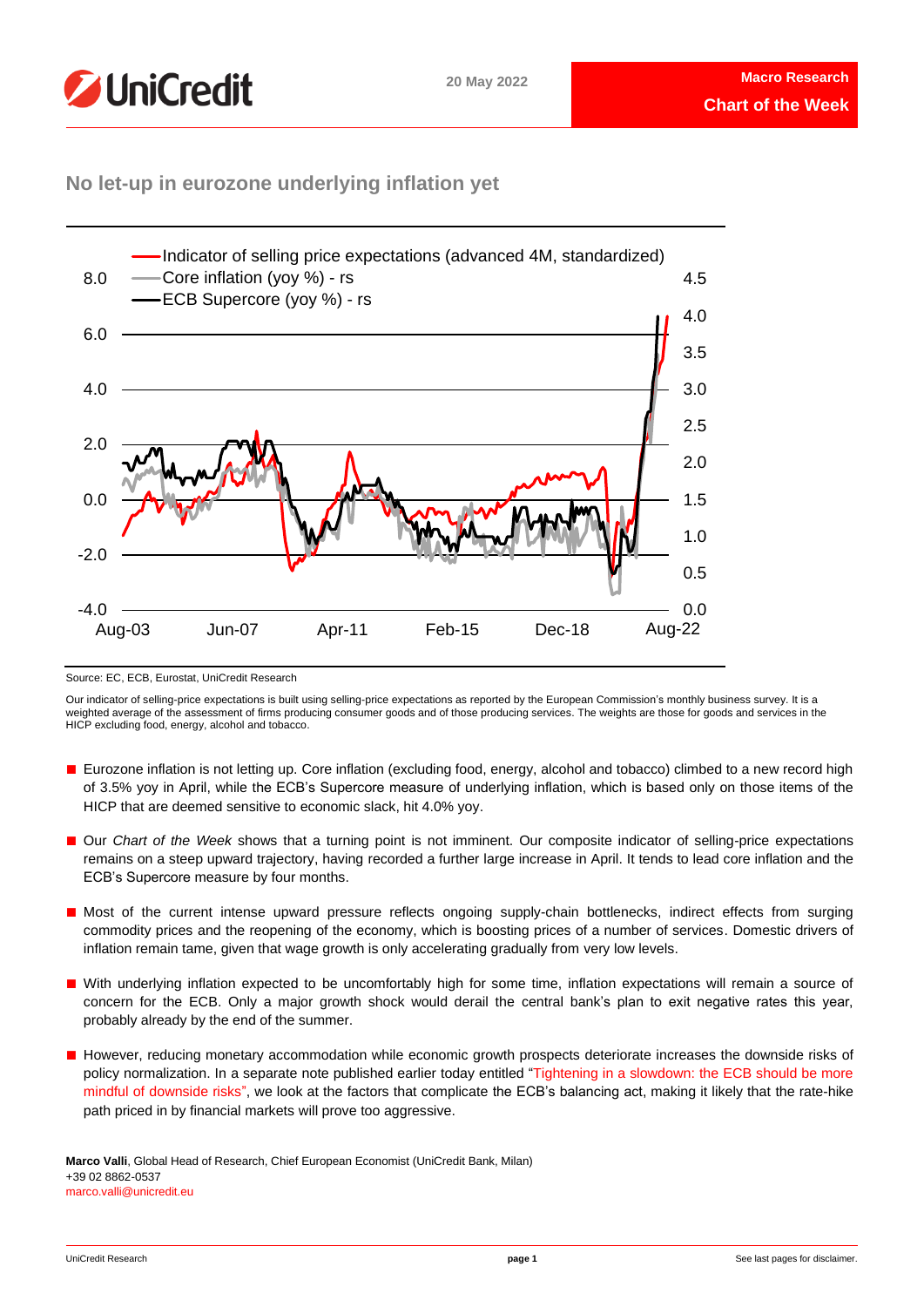UniCredit

20 May 2022

Macro Research

**Chart of the Week**

## No let-up in eurozone underlying inflation yet

Source: EC, ECB, Eurostat, UniCredit Research

Our indicator of selling-price expectations is built using selling-price expectations as reported by the European Commission's monthly business survey. It is a weighted average of the assessment of firms producing consumer goods and of those producing services. The weights are those for goods and services in the HICP excluding food, energy, alcohol and tobacco.

- Eurozone inflation is not letting up. Core inflation (excluding food, energy, alcohol and tobacco) climbed to a new record high of 3.5% yoy in April, while the ECB's Supercore measure of underlying inflation, which is based only on those items of the HICP that are deemed sensitive to economic slack, hit 4.0% yoy.
- Our *Chart of the Week* shows that a turning point is not imminent. Our composite indicator of selling-price expectations remains on a steep upward trajectory, having recorded a further large increase in April. It tends to lead core inflation and the ECB's Supercore measure by four months.
- Most of the current intense upward pressure reflects ongoing supply-chain bottlenecks, indirect effects from surging commodity prices and the reopening of the economy, which is boosting prices of a number of services. Domestic drivers of inflation remain tame, given that wage growth is only accelerating gradually from very low levels.
- With underlying inflation expected to be uncomfortably high for some time, inflation expectations will remain a source of concern for the ECB. Only a major growth shock would derail the central bank's plan to exit negative rates this year, probably already by the end of the summer.
- However, reducing monetary accommodation while economic growth prospects deteriorate increases the downside risks of policy normalization. In a separate note published earlier today entitled "Tightening in a slowdown: the ECB should be more mindful of downside risks", we look at the factors that complicate the ECB's balancing act, making it likely that the rate-hike path priced in by financial markets will prove too aggressive.

**Marco Valli**, Global Head of Research, Chief European Economist (UniCredit Bank, Milan)
+39 02 8862-0537
marco.valli@unicredit.eu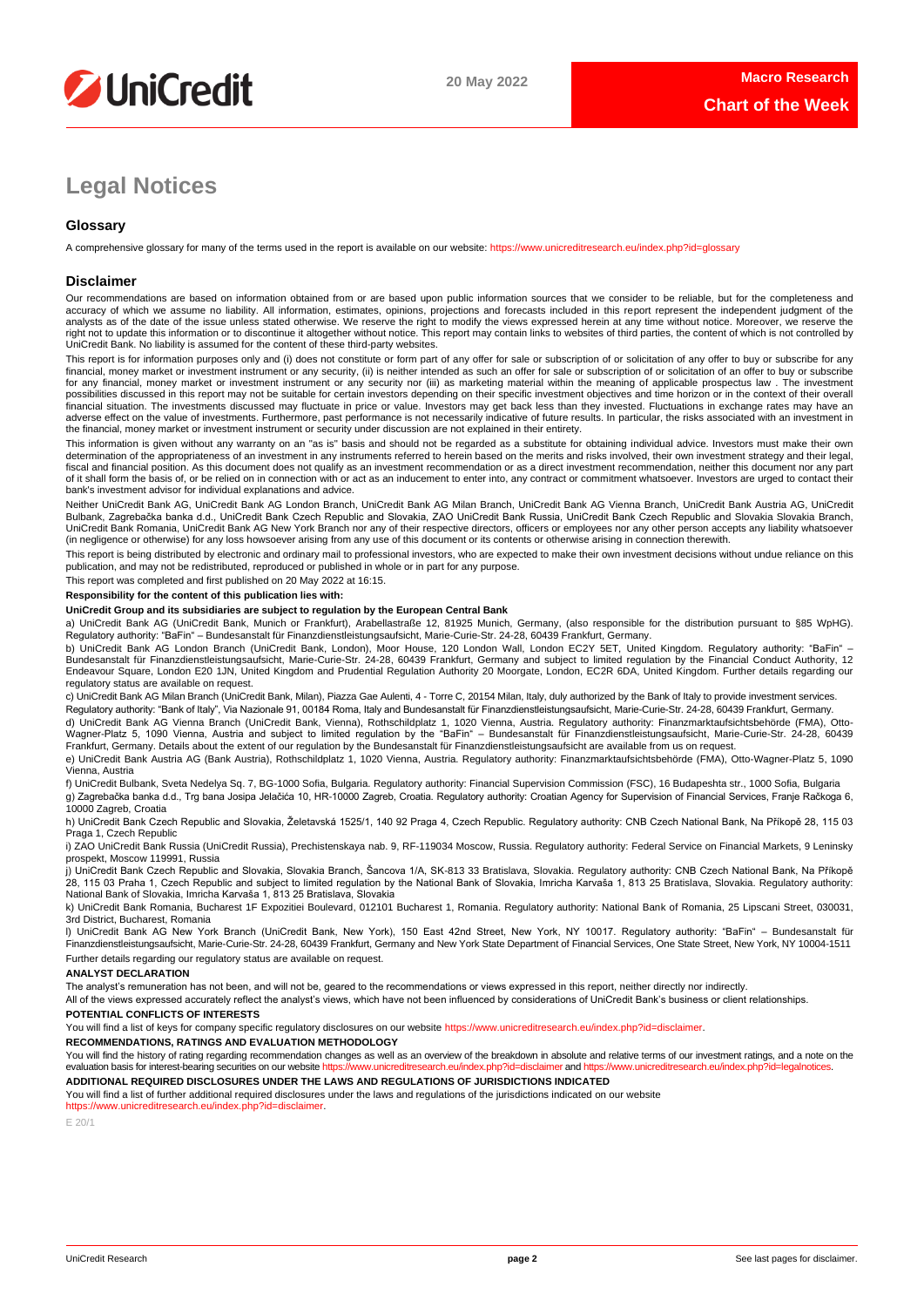# Legal Notices

## Glossary

A comprehensive glossary for many of the terms used in the report is available on our website: https://www.unicreditresearch.eu/index.php?id=glossary

## Disclaimer

Our recommendations are based on information obtained from or are based upon public information sources that we consider to be reliable, but for the completeness and accuracy of which we assume no liability. All information, estimates, opinions, projections and forecasts included in this report represent the independent judgment of the analysts as of the date of the issue unless stated otherwise. We reserve the right to modify the views expressed herein at any time without notice. Moreover, we reserve the right not to update this information or to discontinue it altogether without notice. This report may contain links to websites of third parties, the content of which is not controlled by UniCredit Bank. No liability is assumed for the content of these third-party websites.

This report is for information purposes only and (i) does not constitute or form part of any offer for sale or subscription of or solicitation of any offer to buy or subscribe for any financial, money market or investment instrument or any security, (ii) is neither intended as such an offer for sale or subscription of or solicitation of an offer to buy or subscribe for any financial, money market or investment instrument or any security nor (iii) as marketing material within the meaning of applicable prospectus law . The investment possibilities discussed in this report may not be suitable for certain investors depending on their specific investment objectives and time horizon or in the context of their overall financial situation. The investments discussed may fluctuate in price or value. Investors may get back less than they invested. Fluctuations in exchange rates may have an adverse effect on the value of investments. Furthermore, past performance is not necessarily indicative of future results. In particular, the risks associated with an investment in the financial, money market or investment instrument or security under discussion are not explained in their entirety.

This information is given without any warranty on an "as is" basis and should not be regarded as a substitute for obtaining individual advice. Investors must make their own determination of the appropriateness of an investment in any instruments referred to herein based on the merits and risks involved, their own investment strategy and their legal, fiscal and financial position. As this document does not qualify as an investment recommendation or as a direct investment recommendation, neither this document nor any part of it shall form the basis of, or be relied on in connection with or act as an inducement to enter into, any contract or commitment whatsoever. Investors are urged to contact their bank's investment advisor for individual explanations and advice.

Neither UniCredit Bank AG, UniCredit Bank AG London Branch, UniCredit Bank AG Milan Branch, UniCredit Bank AG Vienna Branch, UniCredit Bank Austria AG, UniCredit Bulbank, Zagrebačka banka d.d., UniCredit Bank Czech Republic and Slovakia, ZAO UniCredit Bank Russia, UniCredit Bank Czech Republic and Slovakia Slovakia Branch, UniCredit Bank Romania, UniCredit Bank AG New York Branch nor any of their respective directors, officers or employees nor any other person accepts any liability whatsoever (in negligence or otherwise) for any loss howsoever arising from any use of this document or its contents or otherwise arising in connection therewith.

This report is being distributed by electronic and ordinary mail to professional investors, who are expected to make their own investment decisions without undue reliance on this publication, and may not be redistributed, reproduced or published in whole or in part for any purpose.

This report was completed and first published on 20 May 2022 at 16:15.

**Responsibility for the content of this publication lies with:**

**UniCredit Group and its subsidiaries are subject to regulation by the European Central Bank**

a) UniCredit Bank AG (UniCredit Bank, Munich or Frankfurt), Arabellastraße 12, 81925 Munich, Germany, (also responsible for the distribution pursuant to §85 WpHG). Regulatory authority: "BaFin" – Bundesanstalt für Finanzdienstleistungsaufsicht, Marie-Curie-Str. 24-28, 60439 Frankfurt, Germany.

b) UniCredit Bank AG London Branch (UniCredit Bank, London), Moor House, 120 London Wall, London EC2Y 5ET, United Kingdom. Regulatory authority: "BaFin" – Bundesanstalt für Finanzdienstleistungsaufsicht, Marie-Curie-Str. 24-28, 60439 Frankfurt, Germany and subject to limited regulation by the Financial Conduct Authority, 12 Endeavour Square, London E20 1JN, United Kingdom and Prudential Regulation Authority 20 Moorgate, London, EC2R 6DA, United Kingdom. Further details regarding our regulatory status are available on request.

c) UniCredit Bank AG Milan Branch (UniCredit Bank, Milan), Piazza Gae Aulenti, 4 - Torre C, 20154 Milan, Italy, duly authorized by the Bank of Italy to provide investment services. Regulatory authority: "Bank of Italy", Via Nazionale 91, 00184 Roma, Italy and Bundesanstalt für Finanzdienstleistungsaufsicht, Marie-Curie-Str. 24-28, 60439 Frankfurt, Germany.

d) UniCredit Bank AG Vienna Branch (UniCredit Bank, Vienna), Rothschildplatz 1, 1020 Vienna, Austria. Regulatory authority: Finanzmarktaufsichtsbehörde (FMA), Otto-Wagner-Platz 5, 1090 Vienna, Austria and subject to limited regulation by the "BaFin" – Bundesanstalt für Finanzdienstleistungsaufsicht, Marie-Curie-Str. 24-28, 60439 Frankfurt, Germany. Details about the extent of our regulation by the Bundesanstalt für Finanzdienstleistungsaufsicht are available from us on request.

e) UniCredit Bank Austria AG (Bank Austria), Rothschildplatz 1, 1020 Vienna, Austria. Regulatory authority: Finanzmarktaufsichtsbehörde (FMA), Otto-Wagner-Platz 5, 1090 Vienna, Austria

f) UniCredit Bulbank, Sveta Nedelya Sq. 7, BG-1000 Sofia, Bulgaria. Regulatory authority: Financial Supervision Commission (FSC), 16 Budapeshta str., 1000 Sofia, Bulgaria

g) Zagrebačka banka d.d., Trg bana Josipa Jelačića 10, HR-10000 Zagreb, Croatia. Regulatory authority: Croatian Agency for Supervision of Financial Services, Franje Račkoga 6, 10000 Zagreb, Croatia

h) UniCredit Bank Czech Republic and Slovakia, Želetavská 1525/1, 140 92 Praga 4, Czech Republic. Regulatory authority: CNB Czech National Bank, Na Příkopě 28, 115 03 Praga 1, Czech Republic

i) ZAO UniCredit Bank Russia (UniCredit Russia), Prechistenskaya nab. 9, RF-119034 Moscow, Russia. Regulatory authority: Federal Service on Financial Markets, 9 Leninsky prospekt, Moscow 119991, Russia

j) UniCredit Bank Czech Republic and Slovakia, Slovakia Branch, Šancova 1/A, SK-813 33 Bratislava, Slovakia. Regulatory authority: CNB Czech National Bank, Na Příkopě 28, 115 03 Praha 1, Czech Republic and subject to limited regulation by the National Bank of Slovakia, Imricha Karvaša 1, 813 25 Bratislava, Slovakia. Regulatory authority: National Bank of Slovakia, Imricha Karvaša 1, 813 25 Bratislava, Slovakia

k) UniCredit Bank Romania, Bucharest 1F Expozitiei Boulevard, 012101 Bucharest 1, Romania. Regulatory authority: National Bank of Romania, 25 Lipscani Street, 030031, 3rd District, Bucharest, Romania

l) UniCredit Bank AG New York Branch (UniCredit Bank, New York), 150 East 42nd Street, New York, NY 10017. Regulatory authority: "BaFin" – Bundesanstalt für Finanzdienstleistungsaufsicht, Marie-Curie-Str. 24-28, 60439 Frankfurt, Germany and New York State Department of Financial Services, One State Street, New York, NY 10004-1511

Further details regarding our regulatory status are available on request.

**ANALYST DECLARATION**

The analyst's remuneration has not been, and will not be, geared to the recommendations or views expressed in this report, neither directly nor indirectly.

All of the views expressed accurately reflect the analyst's views, which have not been influenced by considerations of UniCredit Bank's business or client relationships.

**POTENTIAL CONFLICTS OF INTERESTS**

You will find a list of keys for company specific regulatory disclosures on our website https://www.unicreditresearch.eu/index.php?id=disclaimer.

**RECOMMENDATIONS, RATINGS AND EVALUATION METHODOLOGY**

You will find the history of rating regarding recommendation changes as well as an overview of the breakdown in absolute and relative terms of our investment ratings, and a note on the evaluation basis for interest-bearing securities on our website https://www.unicreditresearch.eu/index.php?id=disclaimer and https://www.unicreditresearch.eu/index.php?id=legalnotices.

**ADDITIONAL REQUIRED DISCLOSURES UNDER THE LAWS AND REGULATIONS OF JURISDICTIONS INDICATED**

You will find a list of further additional required disclosures under the laws and regulations of the jurisdictions indicated on our website https://www.unicreditresearch.eu/index.php?id=disclaimer.

E 20/1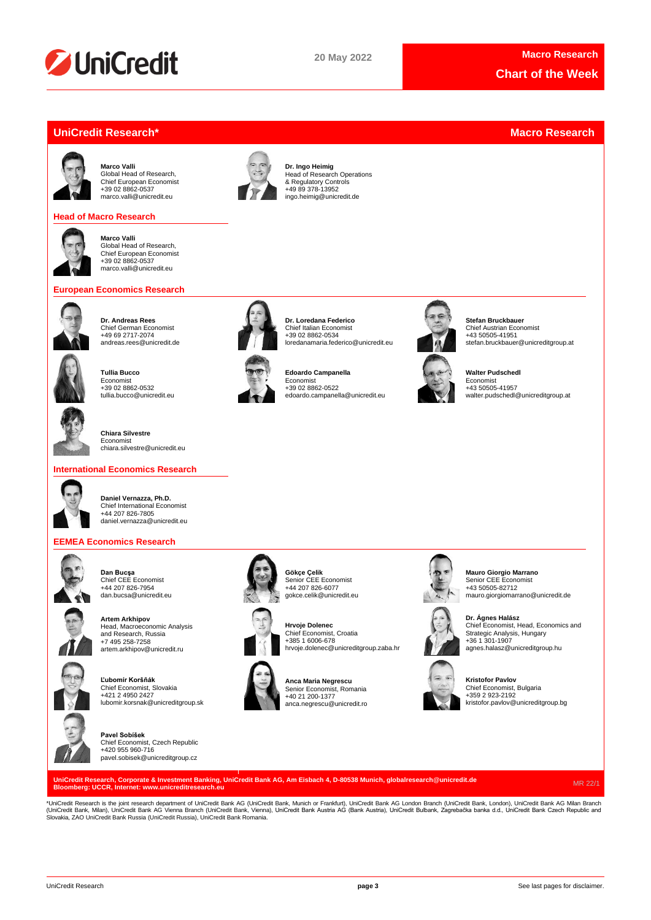# UniCredit Research*

**Macro Research**

**Marco Valli**
Global Head of Research,
Chief European Economist
+39 02 8862-0537
marco.valli@unicredit.eu

**Dr. Ingo Heimig**
Head of Research Operations
& Regulatory Controls
+49 89 378-13952
ingo.heimig@unicredit.de

## Head of Macro Research

**Marco Valli**
Global Head of Research,
Chief European Economist
+39 02 8862-0537
marco.valli@unicredit.eu

## European Economics Research

**Dr. Andreas Rees**
Chief German Economist
+49 69 2717-2074
andreas.rees@unicredit.de

**Dr. Loredana Federico**
Chief Italian Economist
+39 02 8862-0534
loredanamaria.federico@unicredit.eu

**Stefan Bruckbauer**
Chief Austrian Economist
+43 50505-41951
stefan.bruckbauer@unicreditgroup.at

**Tullia Bucco**
Economist
+39 02 8862-0532
tullia.bucco@unicredit.eu

**Edoardo Campanella**
Economist
+39 02 8862-0522
edoardo.campanella@unicredit.eu

**Walter Pudschedl**
Economist
+43 50505-41957
walter.pudschedl@unicreditgroup.at

**Chiara Silvestre**
Economist
chiara.silvestre@unicredit.eu

## International Economics Research

**Daniel Vernazza, Ph.D.**
Chief International Economist
+44 207 826-7805
daniel.vernazza@unicredit.eu

## EEMEA Economics Research

**Dan Bucşa**
Chief CEE Economist
+44 207 826-7954
dan.bucsa@unicredit.eu

**Gökçe Çelik**
Senior CEE Economist
+44 207 826-6077
gokce.celik@unicredit.eu

**Mauro Giorgio Marrano**
Senior CEE Economist
+43 50505-82712
mauro.giorgiomarrano@unicredit.de

**Artem Arkhipov**
Head, Macroeconomic Analysis
and Research, Russia
+7 495 258-7258
artem.arkhipov@unicredit.ru

**Hrvoje Dolenec**
Chief Economist, Croatia
+385 1 6006-678
hrvoje.dolenec@unicreditgroup.zaba.hr

**Dr. Ágnes Halász**
Chief Economist, Head, Economics and
Strategic Analysis, Hungary
+36 1 301-1907
agnes.halasz@unicredit.hu

**Ľubomír Koršňák**
Chief Economist, Slovakia
+421 2 4950 2427
lubomir.korsnak@unicreditgroup.sk

**Anca Maria Negrescu**
Senior Economist, Romania
+40 21 200-1377
anca.negrescu@unicredit.ro

**Kristofor Pavlov**
Chief Economist, Bulgaria
+359 2 923-2192
kristofor.pavlov@unicreditgroup.bg

**Pavel Sobíšek**
Chief Economist, Czech Republic
+420 955 960-716
pavel.sobisek@unicreditgroup.cz

**UniCredit Research, Corporate & Investment Banking, UniCredit Bank AG, Am Eisbach 4, D-80538 Munich, globalresearch@unicredit.de**
**Bloomberg: UCCR, Internet: www.unicreditresearch.eu**

MR 22/1

*UniCredit Research is the joint research department of UniCredit Bank AG (UniCredit Bank, Munich or Frankfurt), UniCredit Bank AG London Branch (UniCredit Bank, London), UniCredit Bank AG Milan Branch (UniCredit Bank, Milan), UniCredit Bank AG Vienna Branch (UniCredit Bank, Vienna), UniCredit Bank Austria AG (Bank Austria), UniCredit Bulbank, Zagrebačka banka d.d., UniCredit Bank Czech Republic and Slovakia, ZAO UniCredit Bank Russia (UniCredit Russia), UniCredit Bank Romania.